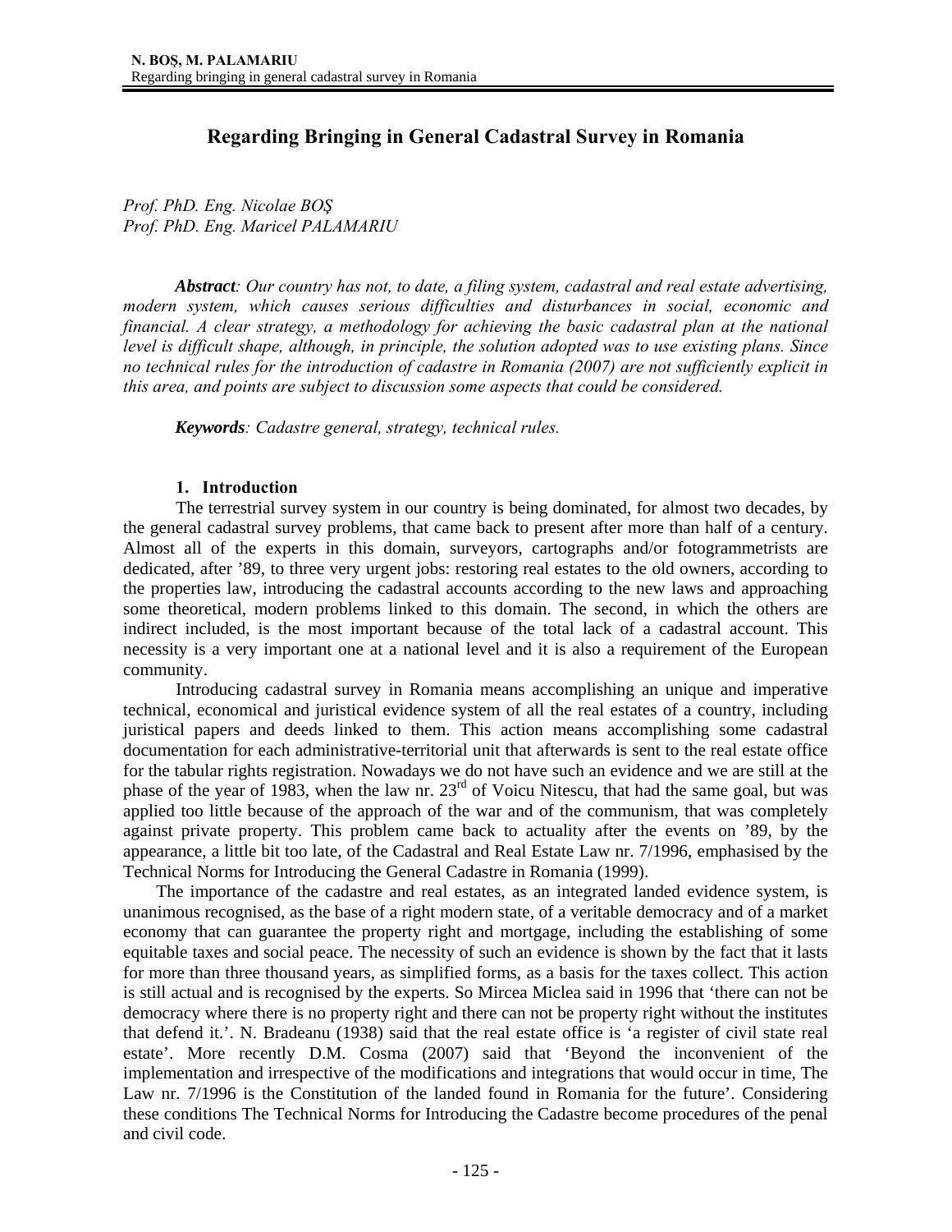# Regarding Bringing in General Cadastral Survey in Romania

*Prof. PhD. Eng. Nicolae BOŞ*
*Prof. PhD. Eng. Maricel PALAMARIU*

***Abstract**: Our country has not, to date, a filing system, cadastral and real estate advertising, modern system, which causes serious difficulties and disturbances in social, economic and financial. A clear strategy, a methodology for achieving the basic cadastral plan at the national level is difficult shape, although, in principle, the solution adopted was to use existing plans. Since no technical rules for the introduction of cadastre in Romania (2007) are not sufficiently explicit in this area, and points are subject to discussion some aspects that could be considered.*

***Keywords**: Cadastre general, strategy, technical rules.*

## 1. Introduction

The terrestrial survey system in our country is being dominated, for almost two decades, by the general cadastral survey problems, that came back to present after more than half of a century. Almost all of the experts in this domain, surveyors, cartographs and/or fotogrammetrists are dedicated, after '89, to three very urgent jobs: restoring real estates to the old owners, according to the properties law, introducing the cadastral accounts according to the new laws and approaching some theoretical, modern problems linked to this domain. The second, in which the others are indirect included, is the most important because of the total lack of a cadastral account. This necessity is a very important one at a national level and it is also a requirement of the European community.

Introducing cadastral survey in Romania means accomplishing an unique and imperative technical, economical and juristical evidence system of all the real estates of a country, including juristical papers and deeds linked to them. This action means accomplishing some cadastral documentation for each administrative-territorial unit that afterwards is sent to the real estate office for the tabular rights registration. Nowadays we do not have such an evidence and we are still at the phase of the year of 1983, when the law nr. 23rd of Voicu Nitescu, that had the same goal, but was applied too little because of the approach of the war and of the communism, that was completely against private property. This problem came back to actuality after the events on '89, by the appearance, a little bit too late, of the Cadastral and Real Estate Law nr. 7/1996, emphasised by the Technical Norms for Introducing the General Cadastre in Romania (1999).

The importance of the cadastre and real estates, as an integrated landed evidence system, is unanimous recognised, as the base of a right modern state, of a veritable democracy and of a market economy that can guarantee the property right and mortgage, including the establishing of some equitable taxes and social peace. The necessity of such an evidence is shown by the fact that it lasts for more than three thousand years, as simplified forms, as a basis for the taxes collect. This action is still actual and is recognised by the experts. So Mircea Miclea said in 1996 that 'there can not be democracy where there is no property right and there can not be property right without the institutes that defend it.'. N. Bradeanu (1938) said that the real estate office is 'a register of civil state real estate'. More recently D.M. Cosma (2007) said that 'Beyond the inconvenient of the implementation and irrespective of the modifications and integrations that would occur in time, The Law nr. 7/1996 is the Constitution of the landed found in Romania for the future'. Considering these conditions The Technical Norms for Introducing the Cadastre become procedures of the penal and civil code.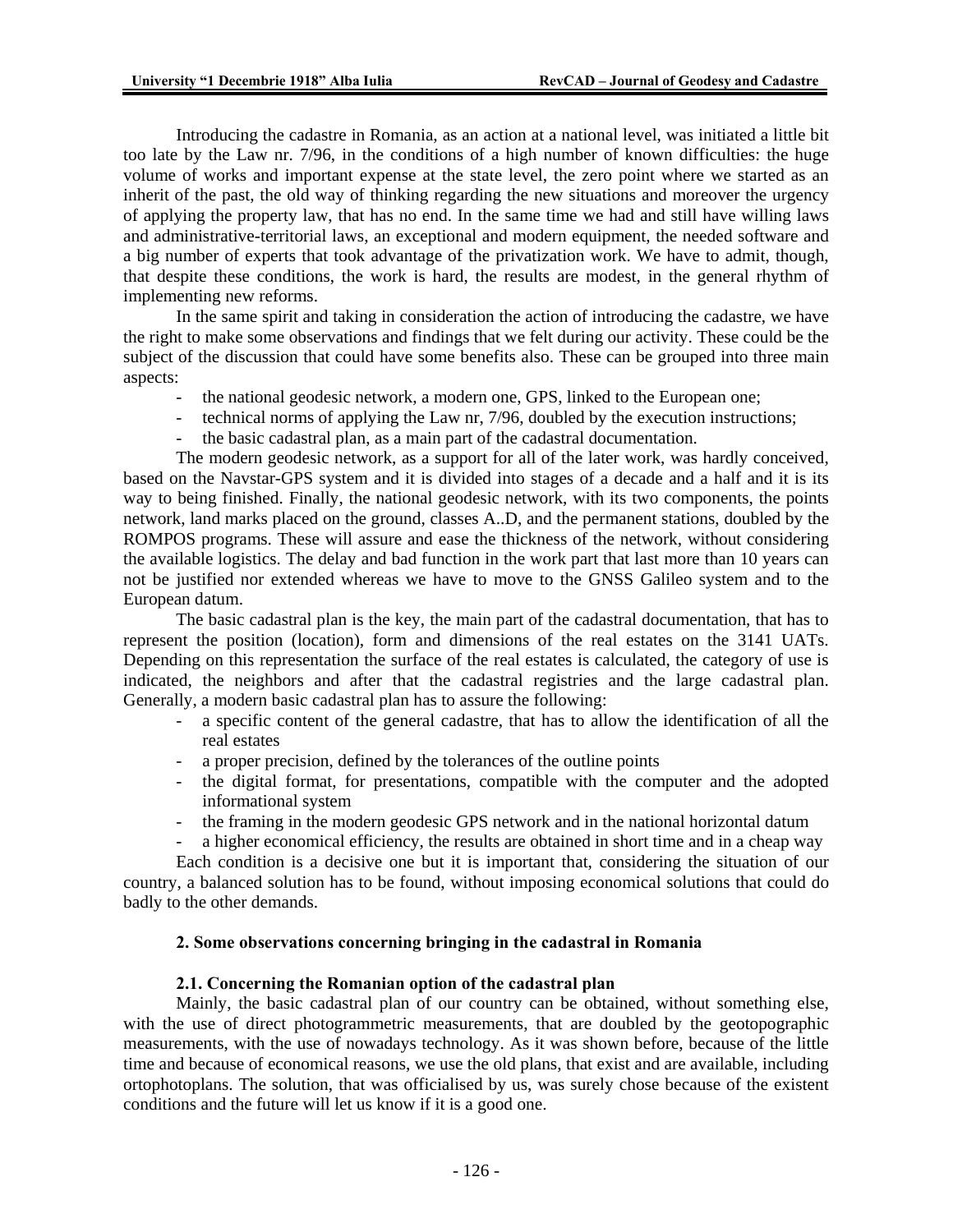Introducing the cadastre in Romania, as an action at a national level, was initiated a little bit too late by the Law nr. 7/96, in the conditions of a high number of known difficulties: the huge volume of works and important expense at the state level, the zero point where we started as an inherit of the past, the old way of thinking regarding the new situations and moreover the urgency of applying the property law, that has no end. In the same time we had and still have willing laws and administrative-territorial laws, an exceptional and modern equipment, the needed software and a big number of experts that took advantage of the privatization work. We have to admit, though, that despite these conditions, the work is hard, the results are modest, in the general rhythm of implementing new reforms.

In the same spirit and taking in consideration the action of introducing the cadastre, we have the right to make some observations and findings that we felt during our activity. These could be the subject of the discussion that could have some benefits also. These can be grouped into three main aspects:

- the national geodesic network, a modern one, GPS, linked to the European one;
- technical norms of applying the Law nr, 7/96, doubled by the execution instructions;
- the basic cadastral plan, as a main part of the cadastral documentation.

The modern geodesic network, as a support for all of the later work, was hardly conceived, based on the Navstar-GPS system and it is divided into stages of a decade and a half and it is its way to being finished. Finally, the national geodesic network, with its two components, the points network, land marks placed on the ground, classes A..D, and the permanent stations, doubled by the ROMPOS programs. These will assure and ease the thickness of the network, without considering the available logistics. The delay and bad function in the work part that last more than 10 years can not be justified nor extended whereas we have to move to the GNSS Galileo system and to the European datum.

The basic cadastral plan is the key, the main part of the cadastral documentation, that has to represent the position (location), form and dimensions of the real estates on the 3141 UATs. Depending on this representation the surface of the real estates is calculated, the category of use is indicated, the neighbors and after that the cadastral registries and the large cadastral plan. Generally, a modern basic cadastral plan has to assure the following:

- a specific content of the general cadastre, that has to allow the identification of all the real estates
- a proper precision, defined by the tolerances of the outline points
- the digital format, for presentations, compatible with the computer and the adopted informational system
- the framing in the modern geodesic GPS network and in the national horizontal datum
- a higher economical efficiency, the results are obtained in short time and in a cheap way

Each condition is a decisive one but it is important that, considering the situation of our country, a balanced solution has to be found, without imposing economical solutions that could do badly to the other demands.

## 2. Some observations concerning bringing in the cadastral in Romania

### 2.1. Concerning the Romanian option of the cadastral plan

Mainly, the basic cadastral plan of our country can be obtained, without something else, with the use of direct photogrammetric measurements, that are doubled by the geotopographic measurements, with the use of nowadays technology. As it was shown before, because of the little time and because of economical reasons, we use the old plans, that exist and are available, including ortophotoplans. The solution, that was officialised by us, was surely chose because of the existent conditions and the future will let us know if it is a good one.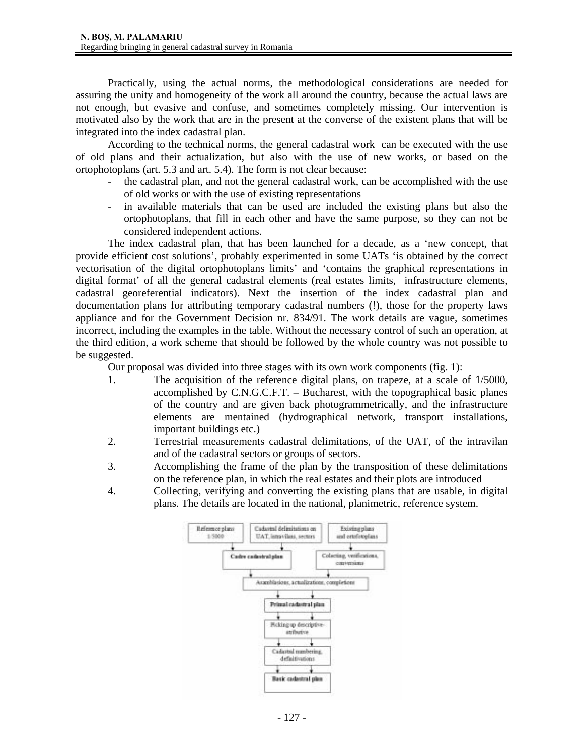Practically, using the actual norms, the methodological considerations are needed for assuring the unity and homogeneity of the work all around the country, because the actual laws are not enough, but evasive and confuse, and sometimes completely missing. Our intervention is motivated also by the work that are in the present at the converse of the existent plans that will be integrated into the index cadastral plan.

According to the technical norms, the general cadastral work can be executed with the use of old plans and their actualization, but also with the use of new works, or based on the ortophotoplans (art. 5.3 and art. 5.4). The form is not clear because:

- the cadastral plan, and not the general cadastral work, can be accomplished with the use of old works or with the use of existing representations
- in available materials that can be used are included the existing plans but also the ortophotoplans, that fill in each other and have the same purpose, so they can not be considered independent actions.

The index cadastral plan, that has been launched for a decade, as a 'new concept, that provide efficient cost solutions', probably experimented in some UATs 'is obtained by the correct vectorisation of the digital ortophotoplans limits' and 'contains the graphical representations in digital format' of all the general cadastral elements (real estates limits, infrastructure elements, cadastral georeferential indicators). Next the insertion of the index cadastral plan and documentation plans for attributing temporary cadastral numbers (!), those for the property laws appliance and for the Government Decision nr. 834/91. The work details are vague, sometimes incorrect, including the examples in the table. Without the necessary control of such an operation, at the third edition, a work scheme that should be followed by the whole country was not possible to be suggested.

Our proposal was divided into three stages with its own work components (fig. 1):

1. The acquisition of the reference digital plans, on trapeze, at a scale of 1/5000, accomplished by C.N.G.C.F.T. – Bucharest, with the topographical basic planes of the country and are given back photogrammetrically, and the infrastructure elements are mentained (hydrographical network, transport installations, important buildings etc.)
2. Terrestrial measurements cadastral delimitations, of the UAT, of the intravilan and of the cadastral sectors or groups of sectors.
3. Accomplishing the frame of the plan by the transposition of these delimitations on the reference plan, in which the real estates and their plots are introduced
4. Collecting, verifying and converting the existing plans that are usable, in digital plans. The details are located in the national, planimetric, reference system.

Reference plans 1/5000 | Cadastral delimitations on UAT, intravilans, sectors | Existing plans and ortofotoplans

Cadre cadastral plan | Colecting, verifications, conversions

Assamblations, actualizations, completions

Primal cadastral plan

Picking up descriptive-atributive

Cadastral numbering, definitivations

Basic cadastral plan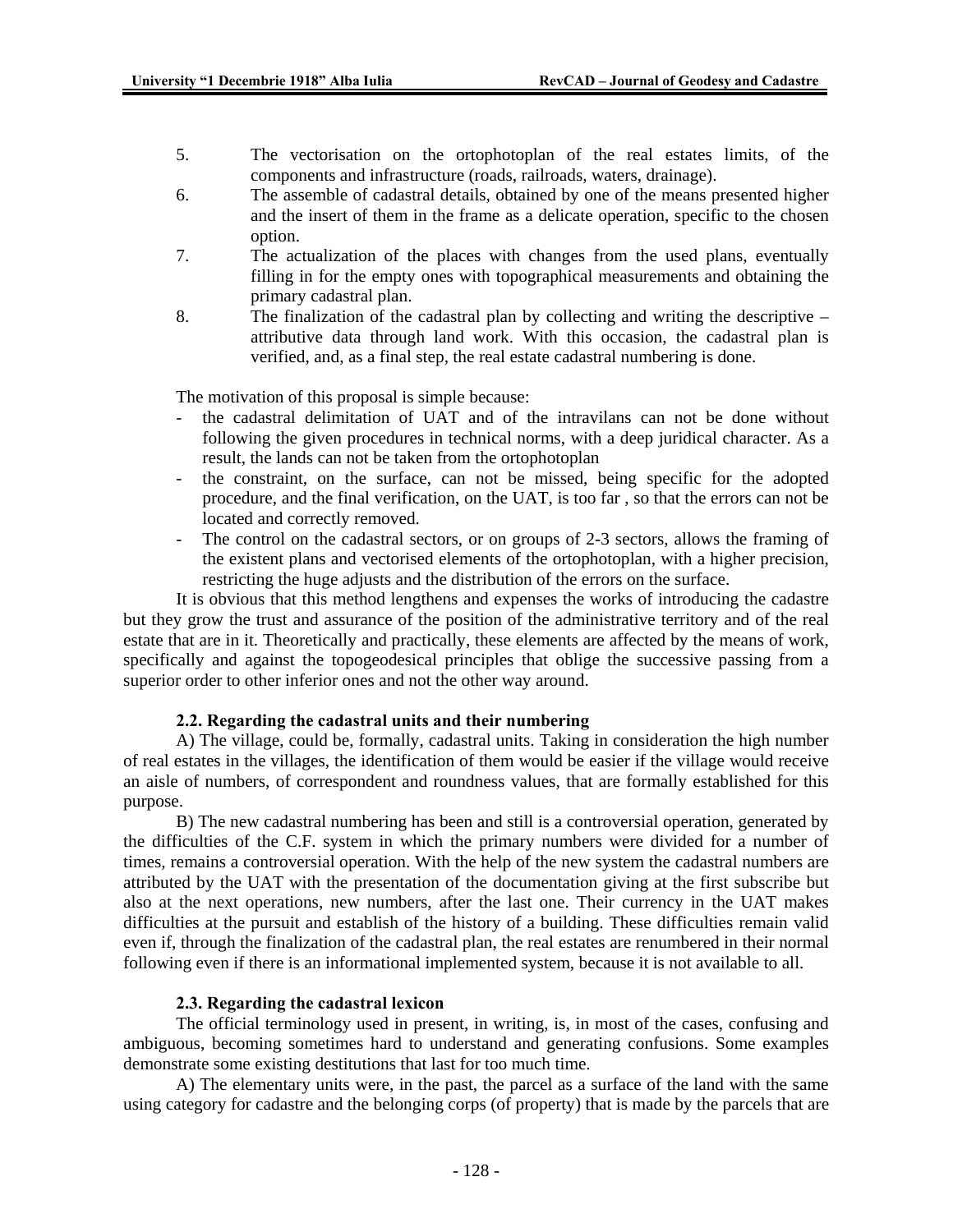5. The vectorisation on the ortophotoplan of the real estates limits, of the components and infrastructure (roads, railroads, waters, drainage).
6. The assemble of cadastral details, obtained by one of the means presented higher and the insert of them in the frame as a delicate operation, specific to the chosen option.
7. The actualization of the places with changes from the used plans, eventually filling in for the empty ones with topographical measurements and obtaining the primary cadastral plan.
8. The finalization of the cadastral plan by collecting and writing the descriptive – attributive data through land work. With this occasion, the cadastral plan is verified, and, as a final step, the real estate cadastral numbering is done.

The motivation of this proposal is simple because:

- the cadastral delimitation of UAT and of the intravilans can not be done without following the given procedures in technical norms, with a deep juridical character. As a result, the lands can not be taken from the ortophotoplan
- the constraint, on the surface, can not be missed, being specific for the adopted procedure, and the final verification, on the UAT, is too far , so that the errors can not be located and correctly removed.
- The control on the cadastral sectors, or on groups of 2-3 sectors, allows the framing of the existent plans and vectorised elements of the ortophotoplan, with a higher precision, restricting the huge adjusts and the distribution of the errors on the surface.

It is obvious that this method lengthens and expenses the works of introducing the cadastre but they grow the trust and assurance of the position of the administrative territory and of the real estate that are in it. Theoretically and practically, these elements are affected by the means of work, specifically and against the topogeodesical principles that oblige the successive passing from a superior order to other inferior ones and not the other way around.

### 2.2. Regarding the cadastral units and their numbering

A) The village, could be, formally, cadastral units. Taking in consideration the high number of real estates in the villages, the identification of them would be easier if the village would receive an aisle of numbers, of correspondent and roundness values, that are formally established for this purpose.

B) The new cadastral numbering has been and still is a controversial operation, generated by the difficulties of the C.F. system in which the primary numbers were divided for a number of times, remains a controversial operation. With the help of the new system the cadastral numbers are attributed by the UAT with the presentation of the documentation giving at the first subscribe but also at the next operations, new numbers, after the last one. Their currency in the UAT makes difficulties at the pursuit and establish of the history of a building. These difficulties remain valid even if, through the finalization of the cadastral plan, the real estates are renumbered in their normal following even if there is an informational implemented system, because it is not available to all.

### 2.3. Regarding the cadastral lexicon

The official terminology used in present, in writing, is, in most of the cases, confusing and ambiguous, becoming sometimes hard to understand and generating confusions. Some examples demonstrate some existing destitutions that last for too much time.

A) The elementary units were, in the past, the parcel as a surface of the land with the same using category for cadastre and the belonging corps (of property) that is made by the parcels that are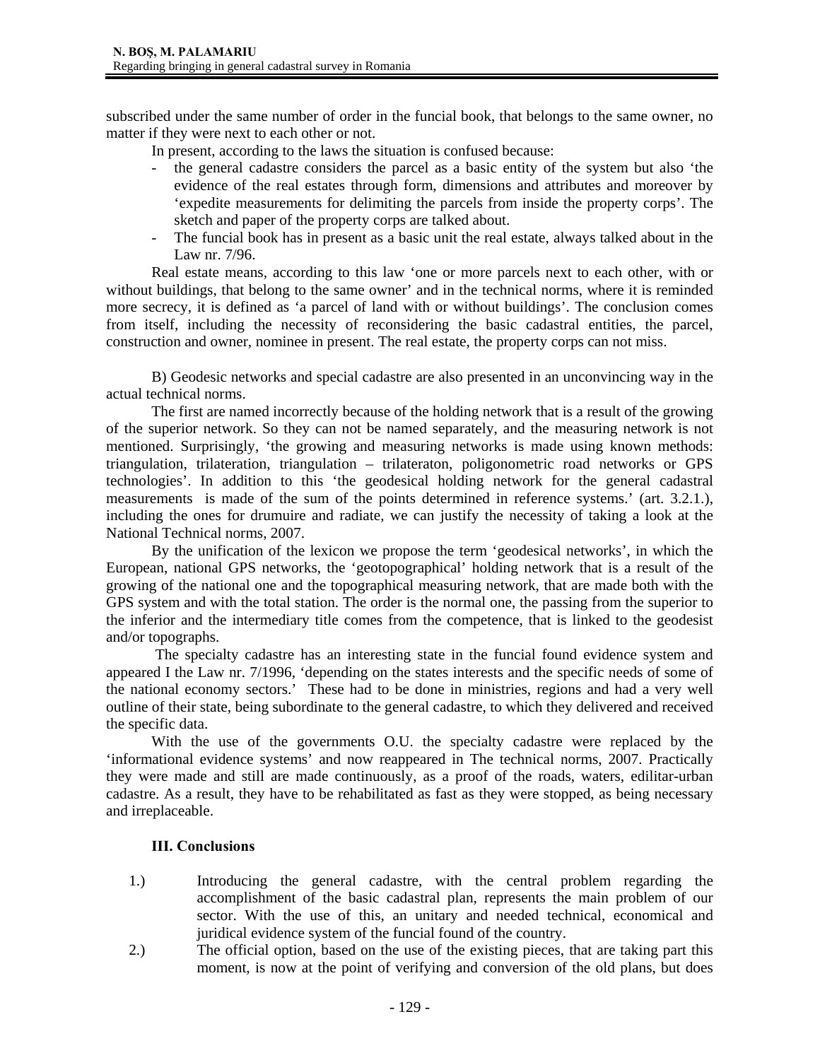subscribed under the same number of order in the funcial book, that belongs to the same owner, no matter if they were next to each other or not.

In present, according to the laws the situation is confused because:

- the general cadastre considers the parcel as a basic entity of the system but also 'the evidence of the real estates through form, dimensions and attributes and moreover by 'expedite measurements for delimiting the parcels from inside the property corps'. The sketch and paper of the property corps are talked about.
- The funcial book has in present as a basic unit the real estate, always talked about in the Law nr. 7/96.

Real estate means, according to this law 'one or more parcels next to each other, with or without buildings, that belong to the same owner' and in the technical norms, where it is reminded more secrecy, it is defined as 'a parcel of land with or without buildings'. The conclusion comes from itself, including the necessity of reconsidering the basic cadastral entities, the parcel, construction and owner, nominee in present. The real estate, the property corps can not miss.

B) Geodesic networks and special cadastre are also presented in an unconvincing way in the actual technical norms.

The first are named incorrectly because of the holding network that is a result of the growing of the superior network. So they can not be named separately, and the measuring network is not mentioned. Surprisingly, 'the growing and measuring networks is made using known methods: triangulation, trilateration, triangulation – trilateraton, poligonometric road networks or GPS technologies'. In addition to this 'the geodesical holding network for the general cadastral measurements is made of the sum of the points determined in reference systems.' (art. 3.2.1.), including the ones for drumuire and radiate, we can justify the necessity of taking a look at the National Technical norms, 2007.

By the unification of the lexicon we propose the term 'geodesical networks', in which the European, national GPS networks, the 'geotopographical' holding network that is a result of the growing of the national one and the topographical measuring network, that are made both with the GPS system and with the total station. The order is the normal one, the passing from the superior to the inferior and the intermediary title comes from the competence, that is linked to the geodesist and/or topographs.

The specialty cadastre has an interesting state in the funcial found evidence system and appeared I the Law nr. 7/1996, 'depending on the states interests and the specific needs of some of the national economy sectors.' These had to be done in ministries, regions and had a very well outline of their state, being subordinate to the general cadastre, to which they delivered and received the specific data.

With the use of the governments O.U. the specialty cadastre were replaced by the 'informational evidence systems' and now reappeared in The technical norms, 2007. Practically they were made and still are made continuously, as a proof of the roads, waters, edilitar-urban cadastre. As a result, they have to be rehabilitated as fast as they were stopped, as being necessary and irreplaceable.

### III. Conclusions

1.) Introducing the general cadastre, with the central problem regarding the accomplishment of the basic cadastral plan, represents the main problem of our sector. With the use of this, an unitary and needed technical, economical and juridical evidence system of the funcial found of the country.

2.) The official option, based on the use of the existing pieces, that are taking part this moment, is now at the point of verifying and conversion of the old plans, but does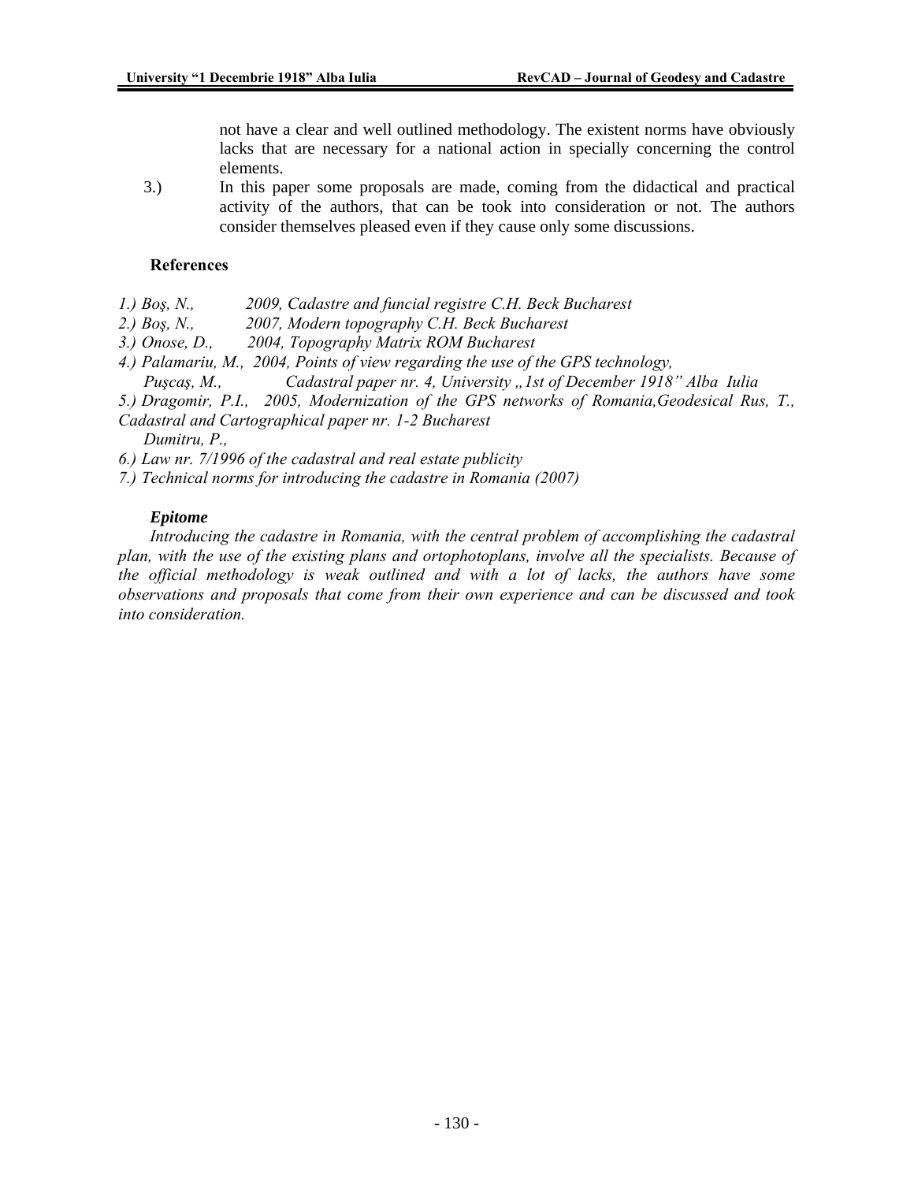not have a clear and well outlined methodology. The existent norms have obviously lacks that are necessary for a national action in specially concerning the control elements.

3.) In this paper some proposals are made, coming from the didactical and practical activity of the authors, that can be took into consideration or not. The authors consider themselves pleased even if they cause only some discussions.

**References**

*1.) Boş, N., 2009, Cadastre and funcial registre C.H. Beck Bucharest*

*2.) Boş, N., 2007, Modern topography C.H. Beck Bucharest*

*3.) Onose, D., 2004, Topography Matrix ROM Bucharest*

*4.) Palamariu, M., Puşcaş, M., 2004, Points of view regarding the use of the GPS technology, Cadastral paper nr. 4, University „1st of December 1918" Alba Iulia*

*5.) Dragomir, P.I., Rus, T., Dumitru, P., 2005, Modernization of the GPS networks of Romania,Geodesical Cadastral and Cartographical paper nr. 1-2 Bucharest*

*6.) Law nr. 7/1996 of the cadastral and real estate publicity*

*7.) Technical norms for introducing the cadastre in Romania (2007)*

***Epitome***

*Introducing the cadastre in Romania, with the central problem of accomplishing the cadastral plan, with the use of the existing plans and ortophotoplans, involve all the specialists. Because of the official methodology is weak outlined and with a lot of lacks, the authors have some observations and proposals that come from their own experience and can be discussed and took into consideration.*